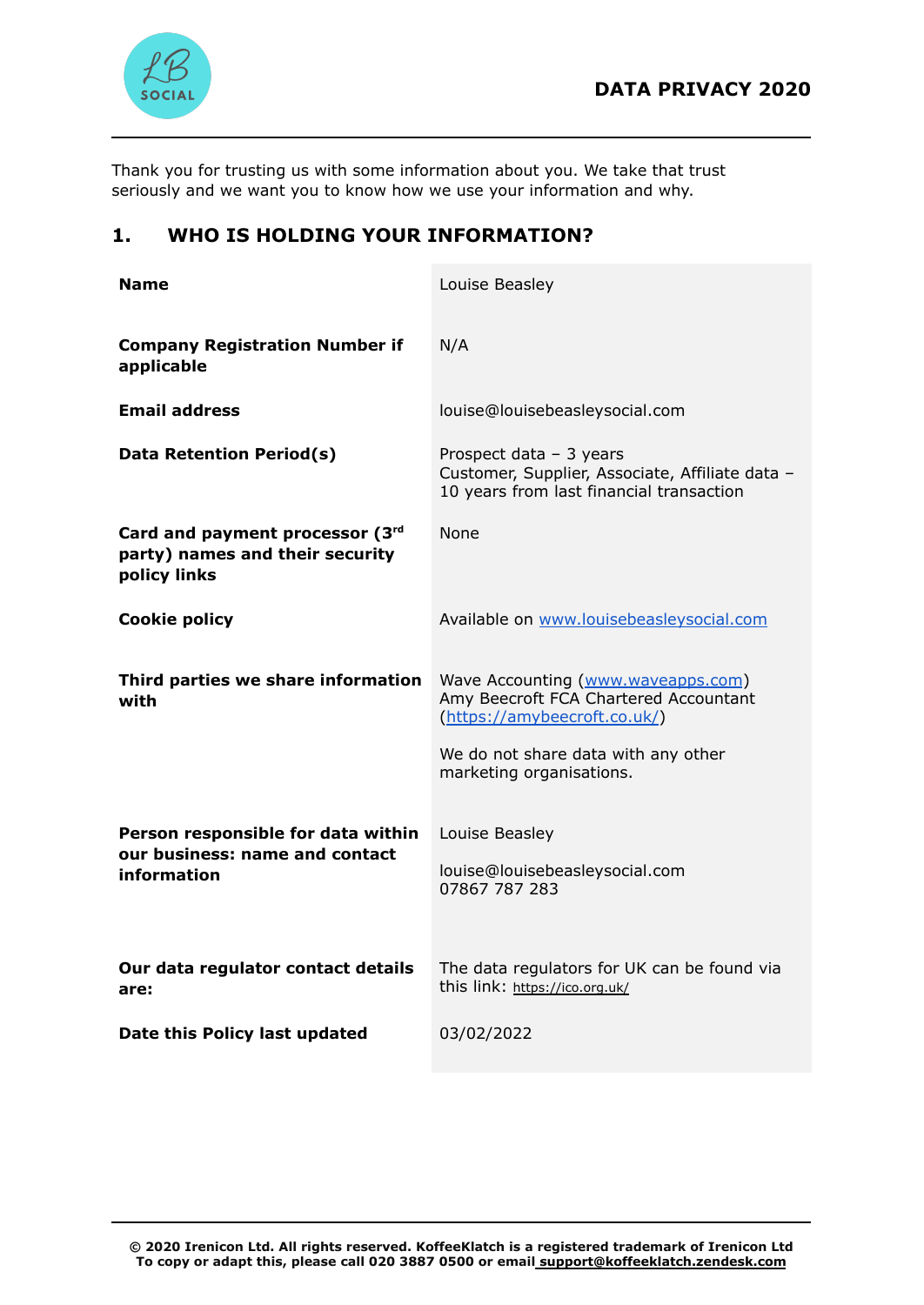# DATA PRIVACY 2020

Thank you for trusting us with some information about you. We take that trust seriously and we want you to know how we use your information and why.

## 1. WHO IS HOLDING YOUR INFORMATION?

| | |
|---|---|
| **Name** | Louise Beasley |
| **Company Registration Number if applicable** | N/A |
| **Email address** | louise@louisebeasleysocial.com |
| **Data Retention Period(s)** | Prospect data – 3 years<br>Customer, Supplier, Associate, Affiliate data – 10 years from last financial transaction |
| **Card and payment processor (3rd party) names and their security policy links** | None |
| **Cookie policy** | Available on www.louisebeasleysocial.com |
| **Third parties we share information with** | Wave Accounting (www.waveapps.com)<br>Amy Beecroft FCA Chartered Accountant (https://amybeecroft.co.uk/)<br><br>We do not share data with any other marketing organisations. |
| **Person responsible for data within our business: name and contact information** | Louise Beasley<br><br>louise@louisebeasleysocial.com<br>07867 787 283 |
| **Our data regulator contact details are:** | The data regulators for UK can be found via this link: https://ico.org.uk/ |
| **Date this Policy last updated** | 03/02/2022 |

**© 2020 Irenicon Ltd. All rights reserved. KoffeeKlatch is a registered trademark of Irenicon Ltd**
**To copy or adapt this, please call 020 3887 0500 or email support@koffeeklatch.zendesk.com**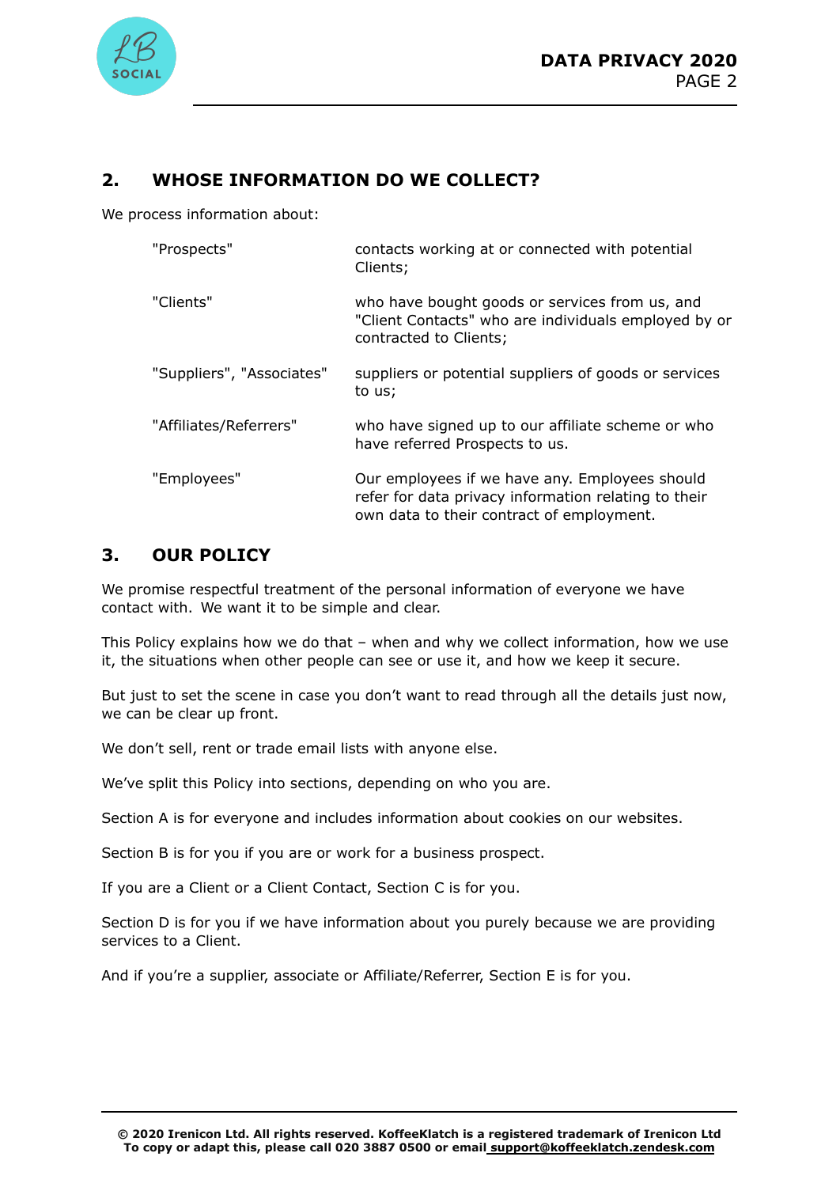## 2. WHOSE INFORMATION DO WE COLLECT?

We process information about:

| | |
|---|---|
| "Prospects" | contacts working at or connected with potential Clients; |
| "Clients" | who have bought goods or services from us, and "Client Contacts" who are individuals employed by or contracted to Clients; |
| "Suppliers", "Associates" | suppliers or potential suppliers of goods or services to us; |
| "Affiliates/Referrers" | who have signed up to our affiliate scheme or who have referred Prospects to us. |
| "Employees" | Our employees if we have any. Employees should refer for data privacy information relating to their own data to their contract of employment. |

## 3. OUR POLICY

We promise respectful treatment of the personal information of everyone we have contact with. We want it to be simple and clear.

This Policy explains how we do that – when and why we collect information, how we use it, the situations when other people can see or use it, and how we keep it secure.

But just to set the scene in case you don't want to read through all the details just now, we can be clear up front.

We don't sell, rent or trade email lists with anyone else.

We've split this Policy into sections, depending on who you are.

Section A is for everyone and includes information about cookies on our websites.

Section B is for you if you are or work for a business prospect.

If you are a Client or a Client Contact, Section C is for you.

Section D is for you if we have information about you purely because we are providing services to a Client.

And if you're a supplier, associate or Affiliate/Referrer, Section E is for you.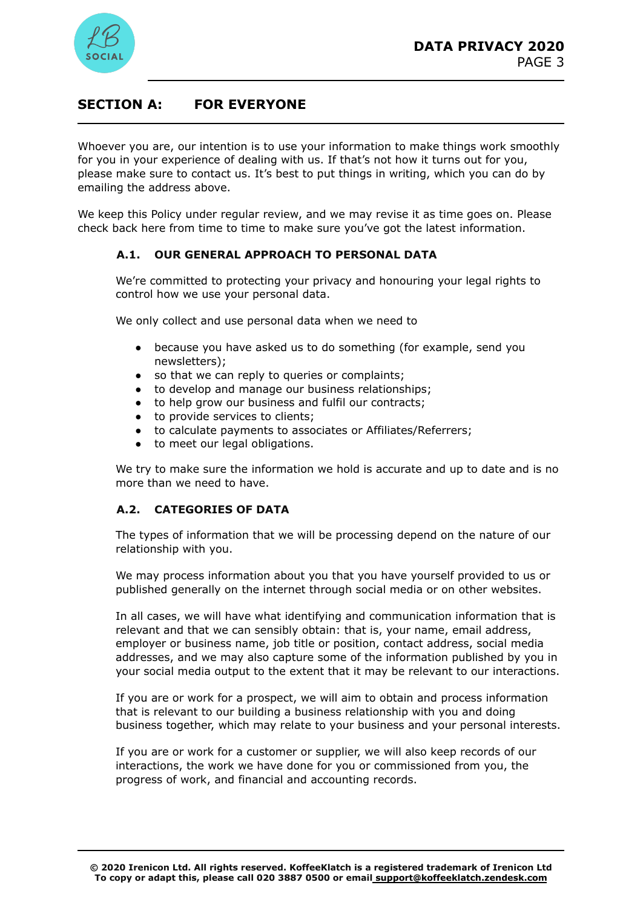## SECTION A: FOR EVERYONE

Whoever you are, our intention is to use your information to make things work smoothly for you in your experience of dealing with us. If that's not how it turns out for you, please make sure to contact us. It's best to put things in writing, which you can do by emailing the address above.

We keep this Policy under regular review, and we may revise it as time goes on. Please check back here from time to time to make sure you've got the latest information.

### A.1. OUR GENERAL APPROACH TO PERSONAL DATA

We're committed to protecting your privacy and honouring your legal rights to control how we use your personal data.

We only collect and use personal data when we need to

- because you have asked us to do something (for example, send you newsletters);
- so that we can reply to queries or complaints;
- to develop and manage our business relationships;
- to help grow our business and fulfil our contracts;
- to provide services to clients;
- to calculate payments to associates or Affiliates/Referrers;
- to meet our legal obligations.

We try to make sure the information we hold is accurate and up to date and is no more than we need to have.

### A.2. CATEGORIES OF DATA

The types of information that we will be processing depend on the nature of our relationship with you.

We may process information about you that you have yourself provided to us or published generally on the internet through social media or on other websites.

In all cases, we will have what identifying and communication information that is relevant and that we can sensibly obtain: that is, your name, email address, employer or business name, job title or position, contact address, social media addresses, and we may also capture some of the information published by you in your social media output to the extent that it may be relevant to our interactions.

If you are or work for a prospect, we will aim to obtain and process information that is relevant to our building a business relationship with you and doing business together, which may relate to your business and your personal interests.

If you are or work for a customer or supplier, we will also keep records of our interactions, the work we have done for you or commissioned from you, the progress of work, and financial and accounting records.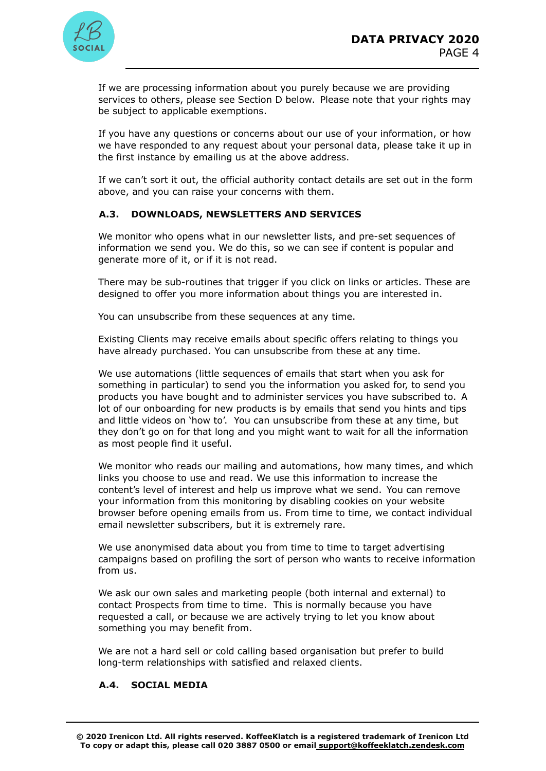If we are processing information about you purely because we are providing services to others, please see Section D below. Please note that your rights may be subject to applicable exemptions.

If you have any questions or concerns about our use of your information, or how we have responded to any request about your personal data, please take it up in the first instance by emailing us at the above address.

If we can't sort it out, the official authority contact details are set out in the form above, and you can raise your concerns with them.

### A.3. DOWNLOADS, NEWSLETTERS AND SERVICES

We monitor who opens what in our newsletter lists, and pre-set sequences of information we send you. We do this, so we can see if content is popular and generate more of it, or if it is not read.

There may be sub-routines that trigger if you click on links or articles. These are designed to offer you more information about things you are interested in.

You can unsubscribe from these sequences at any time.

Existing Clients may receive emails about specific offers relating to things you have already purchased. You can unsubscribe from these at any time.

We use automations (little sequences of emails that start when you ask for something in particular) to send you the information you asked for, to send you products you have bought and to administer services you have subscribed to. A lot of our onboarding for new products is by emails that send you hints and tips and little videos on 'how to'. You can unsubscribe from these at any time, but they don't go on for that long and you might want to wait for all the information as most people find it useful.

We monitor who reads our mailing and automations, how many times, and which links you choose to use and read. We use this information to increase the content's level of interest and help us improve what we send. You can remove your information from this monitoring by disabling cookies on your website browser before opening emails from us. From time to time, we contact individual email newsletter subscribers, but it is extremely rare.

We use anonymised data about you from time to time to target advertising campaigns based on profiling the sort of person who wants to receive information from us.

We ask our own sales and marketing people (both internal and external) to contact Prospects from time to time. This is normally because you have requested a call, or because we are actively trying to let you know about something you may benefit from.

We are not a hard sell or cold calling based organisation but prefer to build long-term relationships with satisfied and relaxed clients.

### A.4. SOCIAL MEDIA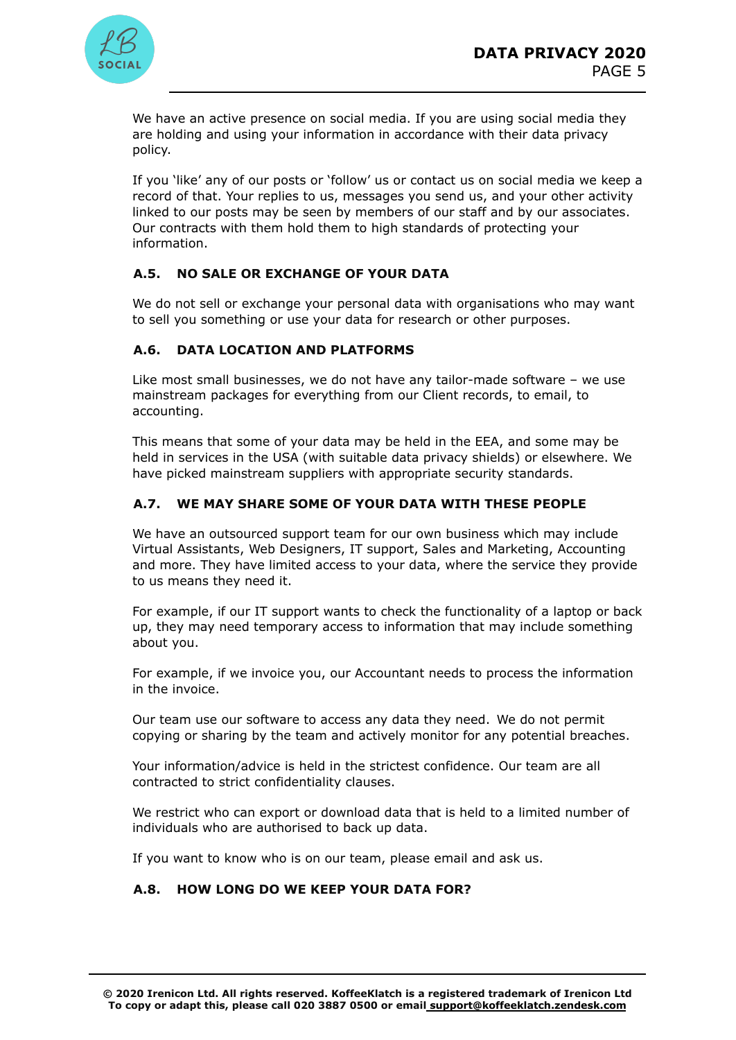We have an active presence on social media. If you are using social media they are holding and using your information in accordance with their data privacy policy.

If you 'like' any of our posts or 'follow' us or contact us on social media we keep a record of that. Your replies to us, messages you send us, and your other activity linked to our posts may be seen by members of our staff and by our associates. Our contracts with them hold them to high standards of protecting your information.

### A.5. NO SALE OR EXCHANGE OF YOUR DATA

We do not sell or exchange your personal data with organisations who may want to sell you something or use your data for research or other purposes.

### A.6. DATA LOCATION AND PLATFORMS

Like most small businesses, we do not have any tailor-made software – we use mainstream packages for everything from our Client records, to email, to accounting.

This means that some of your data may be held in the EEA, and some may be held in services in the USA (with suitable data privacy shields) or elsewhere. We have picked mainstream suppliers with appropriate security standards.

### A.7. WE MAY SHARE SOME OF YOUR DATA WITH THESE PEOPLE

We have an outsourced support team for our own business which may include Virtual Assistants, Web Designers, IT support, Sales and Marketing, Accounting and more. They have limited access to your data, where the service they provide to us means they need it.

For example, if our IT support wants to check the functionality of a laptop or back up, they may need temporary access to information that may include something about you.

For example, if we invoice you, our Accountant needs to process the information in the invoice.

Our team use our software to access any data they need. We do not permit copying or sharing by the team and actively monitor for any potential breaches.

Your information/advice is held in the strictest confidence. Our team are all contracted to strict confidentiality clauses.

We restrict who can export or download data that is held to a limited number of individuals who are authorised to back up data.

If you want to know who is on our team, please email and ask us.

### A.8. HOW LONG DO WE KEEP YOUR DATA FOR?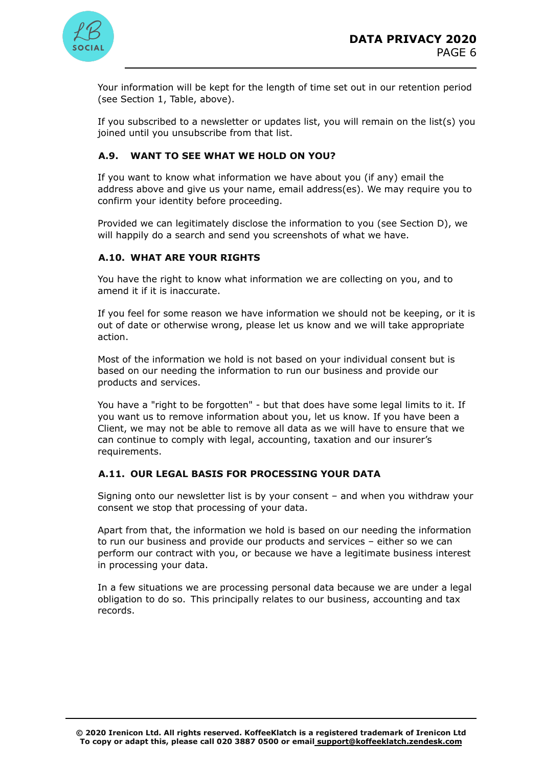Your information will be kept for the length of time set out in our retention period (see Section 1, Table, above).

If you subscribed to a newsletter or updates list, you will remain on the list(s) you joined until you unsubscribe from that list.

### A.9. WANT TO SEE WHAT WE HOLD ON YOU?

If you want to know what information we have about you (if any) email the address above and give us your name, email address(es). We may require you to confirm your identity before proceeding.

Provided we can legitimately disclose the information to you (see Section D), we will happily do a search and send you screenshots of what we have.

### A.10. WHAT ARE YOUR RIGHTS

You have the right to know what information we are collecting on you, and to amend it if it is inaccurate.

If you feel for some reason we have information we should not be keeping, or it is out of date or otherwise wrong, please let us know and we will take appropriate action.

Most of the information we hold is not based on your individual consent but is based on our needing the information to run our business and provide our products and services.

You have a "right to be forgotten" - but that does have some legal limits to it. If you want us to remove information about you, let us know. If you have been a Client, we may not be able to remove all data as we will have to ensure that we can continue to comply with legal, accounting, taxation and our insurer's requirements.

### A.11. OUR LEGAL BASIS FOR PROCESSING YOUR DATA

Signing onto our newsletter list is by your consent – and when you withdraw your consent we stop that processing of your data.

Apart from that, the information we hold is based on our needing the information to run our business and provide our products and services – either so we can perform our contract with you, or because we have a legitimate business interest in processing your data.

In a few situations we are processing personal data because we are under a legal obligation to do so. This principally relates to our business, accounting and tax records.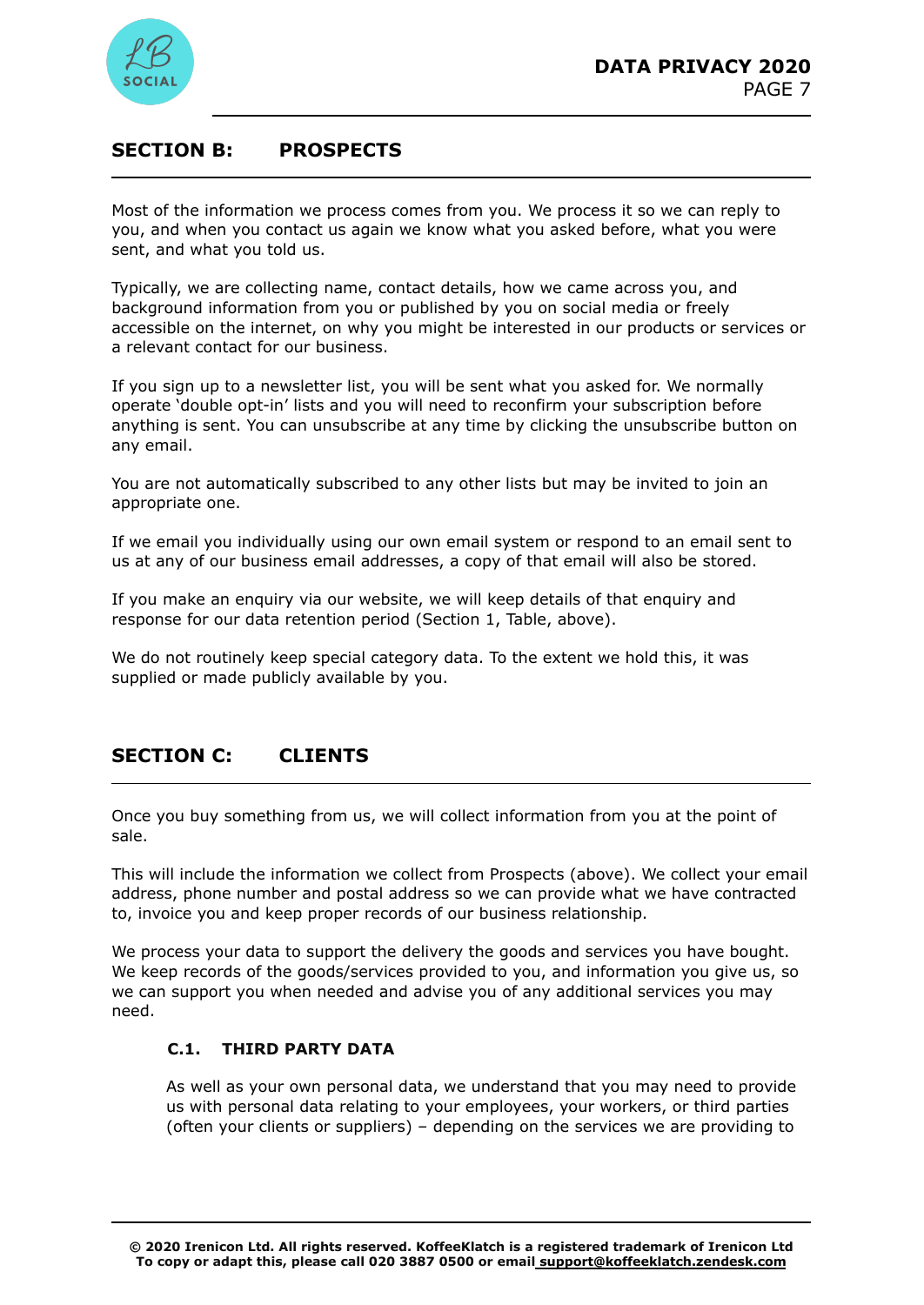## SECTION B: PROSPECTS

Most of the information we process comes from you. We process it so we can reply to you, and when you contact us again we know what you asked before, what you were sent, and what you told us.

Typically, we are collecting name, contact details, how we came across you, and background information from you or published by you on social media or freely accessible on the internet, on why you might be interested in our products or services or a relevant contact for our business.

If you sign up to a newsletter list, you will be sent what you asked for. We normally operate 'double opt-in' lists and you will need to reconfirm your subscription before anything is sent. You can unsubscribe at any time by clicking the unsubscribe button on any email.

You are not automatically subscribed to any other lists but may be invited to join an appropriate one.

If we email you individually using our own email system or respond to an email sent to us at any of our business email addresses, a copy of that email will also be stored.

If you make an enquiry via our website, we will keep details of that enquiry and response for our data retention period (Section 1, Table, above).

We do not routinely keep special category data. To the extent we hold this, it was supplied or made publicly available by you.

## SECTION C: CLIENTS

Once you buy something from us, we will collect information from you at the point of sale.

This will include the information we collect from Prospects (above). We collect your email address, phone number and postal address so we can provide what we have contracted to, invoice you and keep proper records of our business relationship.

We process your data to support the delivery the goods and services you have bought. We keep records of the goods/services provided to you, and information you give us, so we can support you when needed and advise you of any additional services you may need.

### C.1. THIRD PARTY DATA

As well as your own personal data, we understand that you may need to provide us with personal data relating to your employees, your workers, or third parties (often your clients or suppliers) – depending on the services we are providing to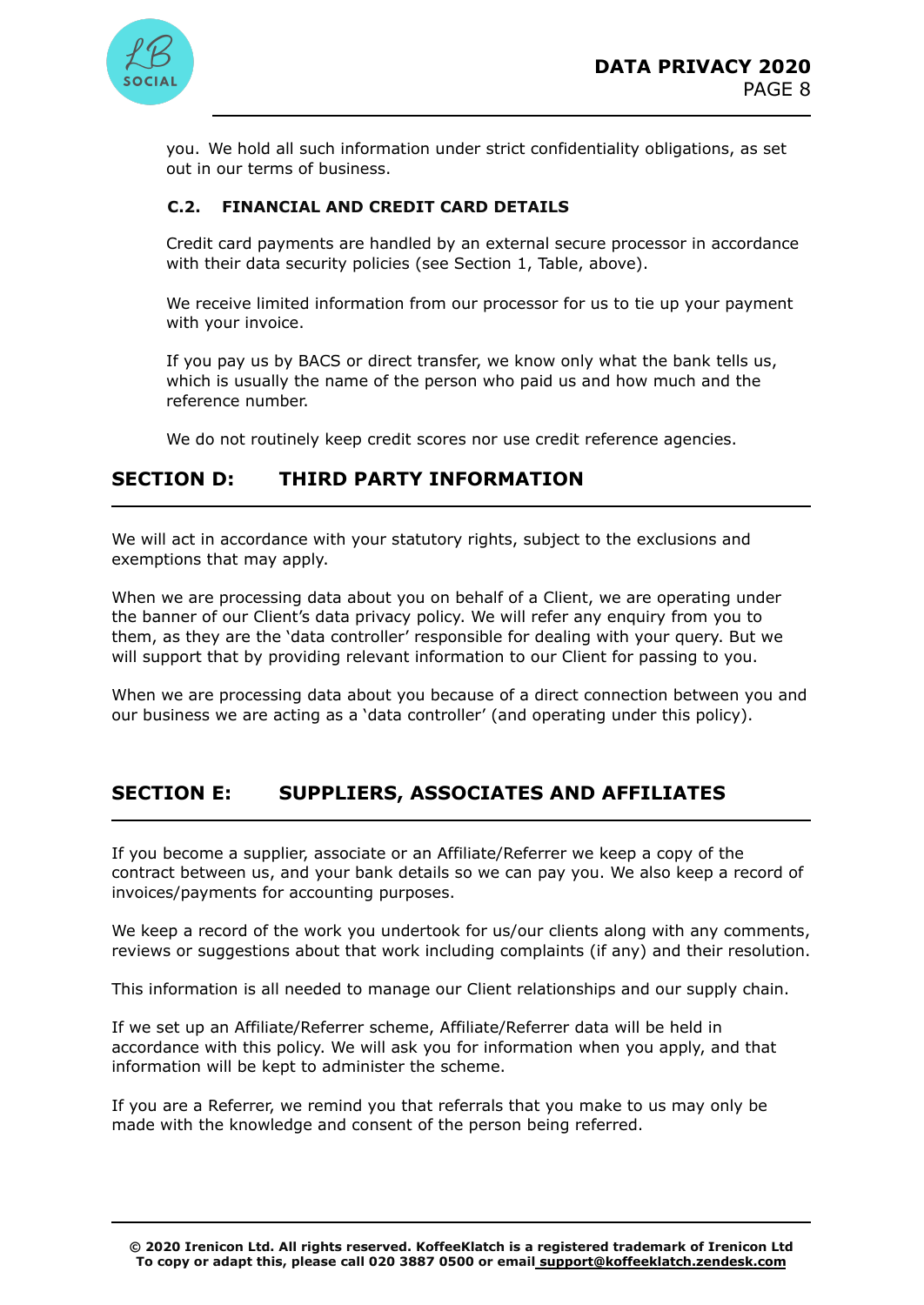you. We hold all such information under strict confidentiality obligations, as set out in our terms of business.

### C.2. FINANCIAL AND CREDIT CARD DETAILS

Credit card payments are handled by an external secure processor in accordance with their data security policies (see Section 1, Table, above).

We receive limited information from our processor for us to tie up your payment with your invoice.

If you pay us by BACS or direct transfer, we know only what the bank tells us, which is usually the name of the person who paid us and how much and the reference number.

We do not routinely keep credit scores nor use credit reference agencies.

## SECTION D: THIRD PARTY INFORMATION

We will act in accordance with your statutory rights, subject to the exclusions and exemptions that may apply.

When we are processing data about you on behalf of a Client, we are operating under the banner of our Client's data privacy policy. We will refer any enquiry from you to them, as they are the 'data controller' responsible for dealing with your query. But we will support that by providing relevant information to our Client for passing to you.

When we are processing data about you because of a direct connection between you and our business we are acting as a 'data controller' (and operating under this policy).

## SECTION E: SUPPLIERS, ASSOCIATES AND AFFILIATES

If you become a supplier, associate or an Affiliate/Referrer we keep a copy of the contract between us, and your bank details so we can pay you. We also keep a record of invoices/payments for accounting purposes.

We keep a record of the work you undertook for us/our clients along with any comments, reviews or suggestions about that work including complaints (if any) and their resolution.

This information is all needed to manage our Client relationships and our supply chain.

If we set up an Affiliate/Referrer scheme, Affiliate/Referrer data will be held in accordance with this policy. We will ask you for information when you apply, and that information will be kept to administer the scheme.

If you are a Referrer, we remind you that referrals that you make to us may only be made with the knowledge and consent of the person being referred.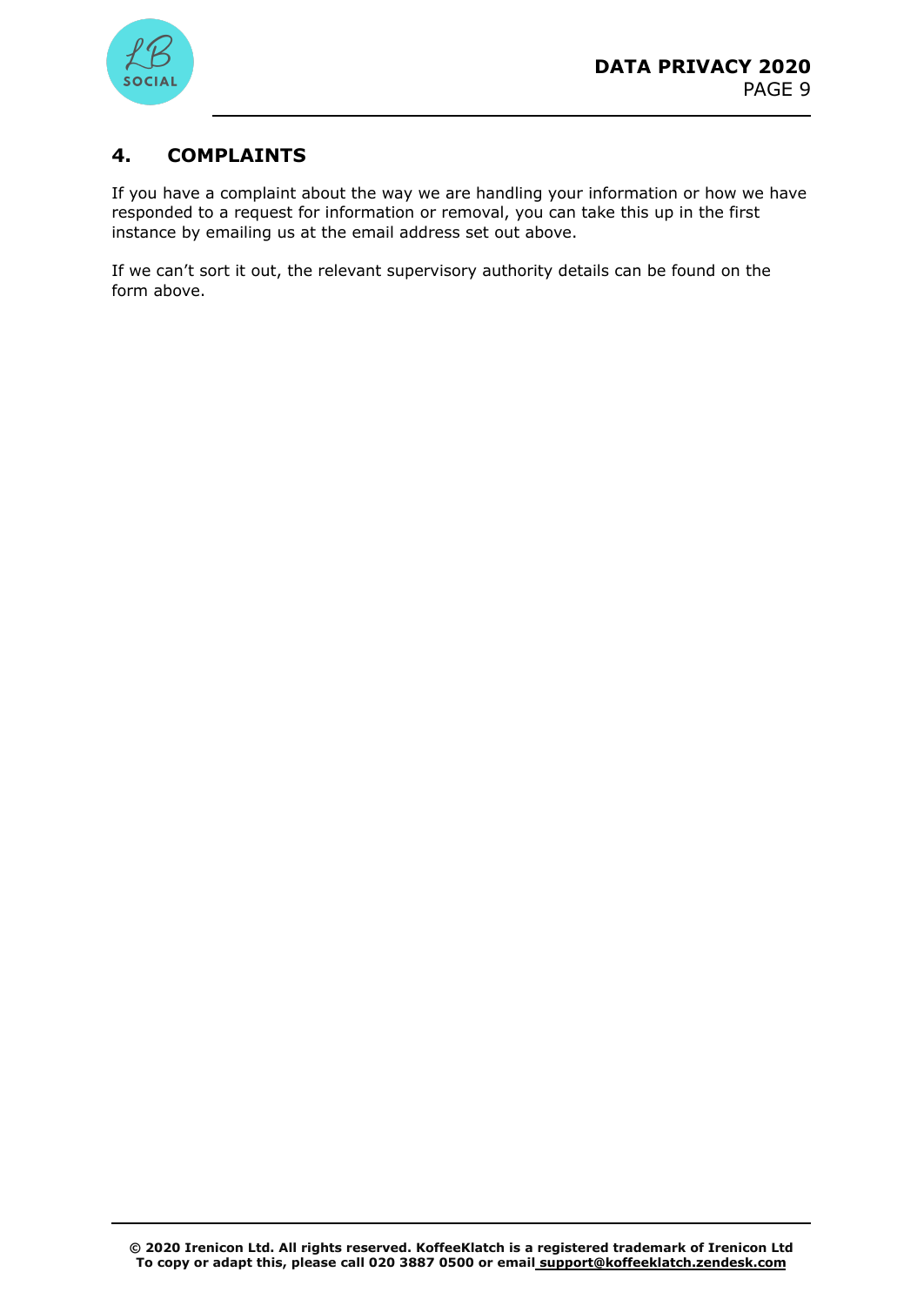## 4. COMPLAINTS

If you have a complaint about the way we are handling your information or how we have responded to a request for information or removal, you can take this up in the first instance by emailing us at the email address set out above.

If we can't sort it out, the relevant supervisory authority details can be found on the form above.